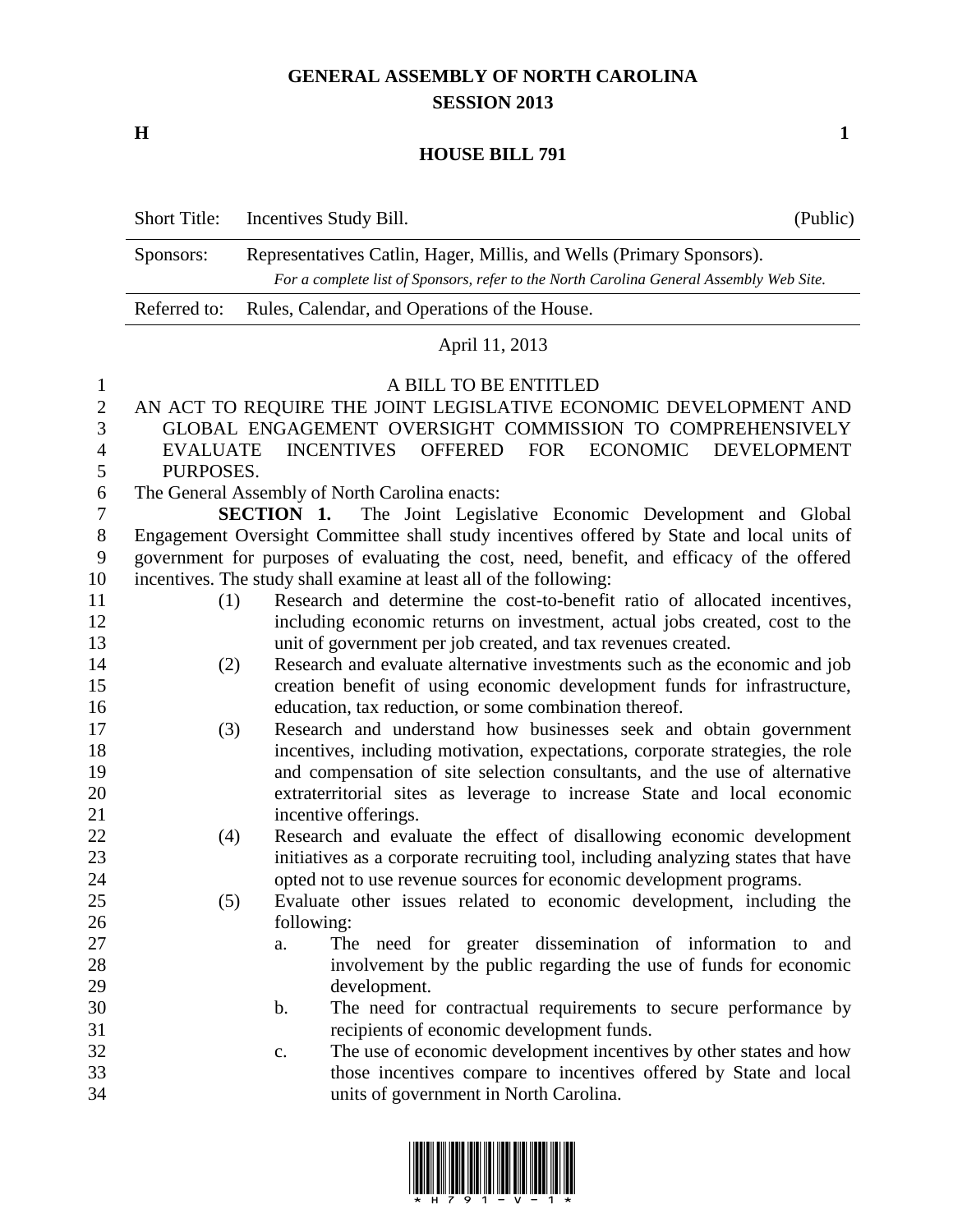# GENERAL ASSEMBLY OF NORTH CAROLINA
## SESSION 2013

**H** **1**

## HOUSE BILL 791

| | | |
|---|---|---|
| Short Title: | Incentives Study Bill. | (Public) |
| Sponsors: | Representatives Catlin, Hager, Millis, and Wells (Primary Sponsors). *For a complete list of Sponsors, refer to the North Carolina General Assembly Web Site.* | |
| Referred to: | Rules, Calendar, and Operations of the House. | |

April 11, 2013

A BILL TO BE ENTITLED

AN ACT TO REQUIRE THE JOINT LEGISLATIVE ECONOMIC DEVELOPMENT AND GLOBAL ENGAGEMENT OVERSIGHT COMMISSION TO COMPREHENSIVELY EVALUATE INCENTIVES OFFERED FOR ECONOMIC DEVELOPMENT PURPOSES.

The General Assembly of North Carolina enacts:

**SECTION 1.** The Joint Legislative Economic Development and Global Engagement Oversight Committee shall study incentives offered by State and local units of government for purposes of evaluating the cost, need, benefit, and efficacy of the offered incentives. The study shall examine at least all of the following:

(1) Research and determine the cost-to-benefit ratio of allocated incentives, including economic returns on investment, actual jobs created, cost to the unit of government per job created, and tax revenues created.

(2) Research and evaluate alternative investments such as the economic and job creation benefit of using economic development funds for infrastructure, education, tax reduction, or some combination thereof.

(3) Research and understand how businesses seek and obtain government incentives, including motivation, expectations, corporate strategies, the role and compensation of site selection consultants, and the use of alternative extraterritorial sites as leverage to increase State and local economic incentive offerings.

(4) Research and evaluate the effect of disallowing economic development initiatives as a corporate recruiting tool, including analyzing states that have opted not to use revenue sources for economic development programs.

(5) Evaluate other issues related to economic development, including the following:

a. The need for greater dissemination of information to and involvement by the public regarding the use of funds for economic development.

b. The need for contractual requirements to secure performance by recipients of economic development funds.

c. The use of economic development incentives by other states and how those incentives compare to incentives offered by State and local units of government in North Carolina.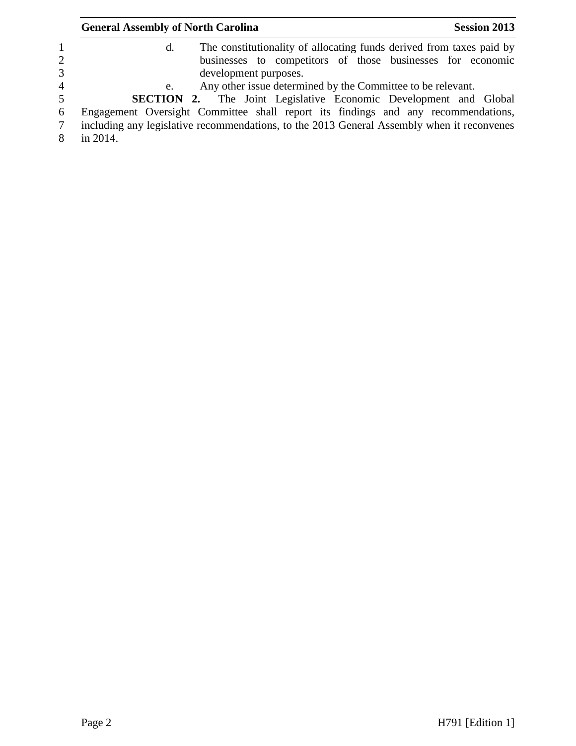d. The constitutionality of allocating funds derived from taxes paid by businesses to competitors of those businesses for economic development purposes.

e. Any other issue determined by the Committee to be relevant.

**SECTION 2.** The Joint Legislative Economic Development and Global Engagement Oversight Committee shall report its findings and any recommendations, including any legislative recommendations, to the 2013 General Assembly when it reconvenes in 2014.